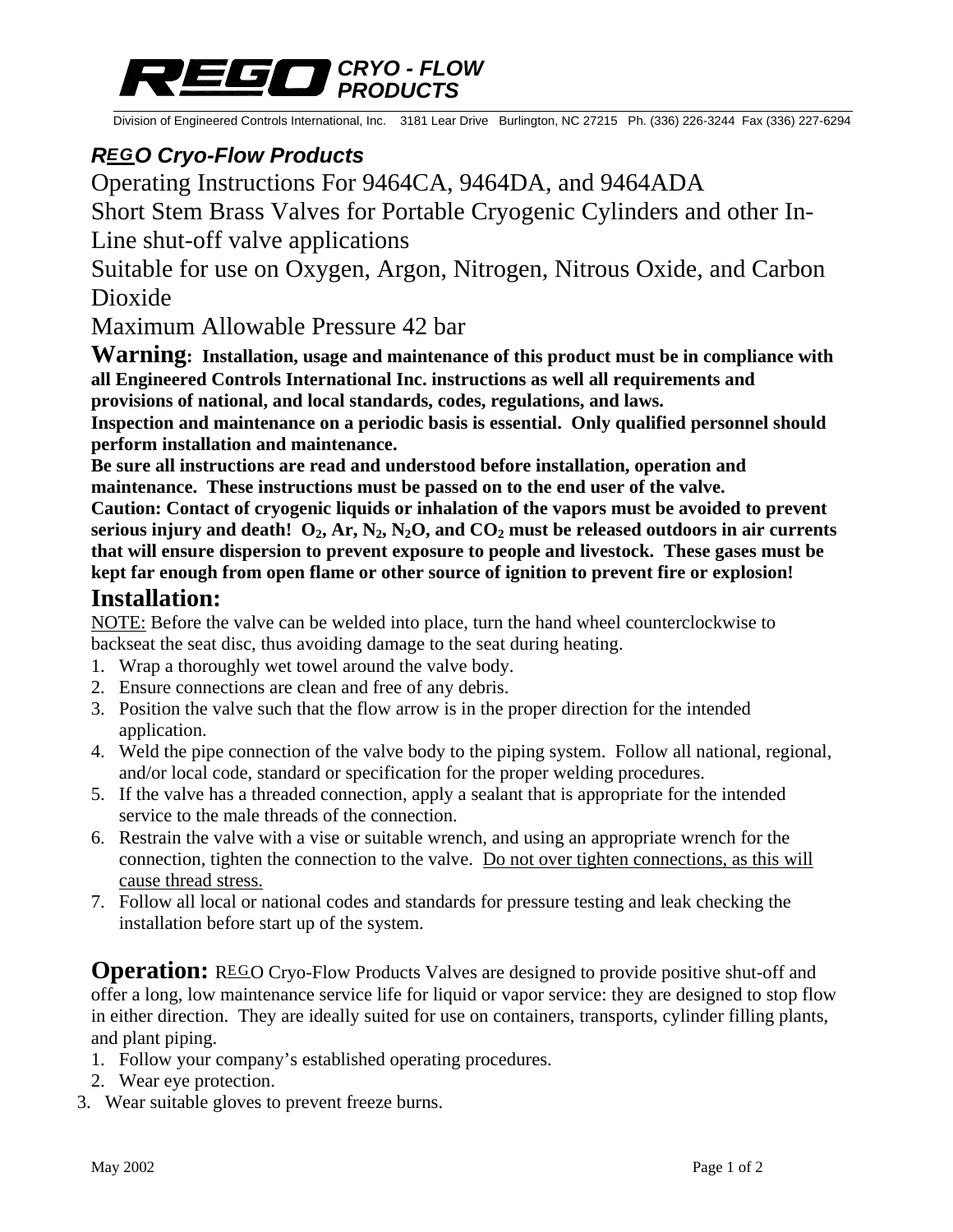REGO CRYO - FLOW PRODUCTS

Division of Engineered Controls International, Inc. 3181 Lear Drive Burlington, NC 27215 Ph. (336) 226-3244 Fax (336) 227-6294

## *REGO Cryo-Flow Products*

Operating Instructions For 9464CA, 9464DA, and 9464ADA

Short Stem Brass Valves for Portable Cryogenic Cylinders and other In-Line shut-off valve applications

Suitable for use on Oxygen, Argon, Nitrogen, Nitrous Oxide, and Carbon Dioxide

Maximum Allowable Pressure 42 bar

**Warning: Installation, usage and maintenance of this product must be in compliance with all Engineered Controls International Inc. instructions as well all requirements and provisions of national, and local standards, codes, regulations, and laws.**

**Inspection and maintenance on a periodic basis is essential. Only qualified personnel should perform installation and maintenance.**

**Be sure all instructions are read and understood before installation, operation and maintenance. These instructions must be passed on to the end user of the valve.**

**Caution: Contact of cryogenic liquids or inhalation of the vapors must be avoided to prevent serious injury and death! $O_2$, Ar, $N_2$, $N_2O$, and $CO_2$ must be released outdoors in air currents that will ensure dispersion to prevent exposure to people and livestock. These gases must be kept far enough from open flame or other source of ignition to prevent fire or explosion!**

## Installation:

NOTE: Before the valve can be welded into place, turn the hand wheel counterclockwise to backseat the seat disc, thus avoiding damage to the seat during heating.

1. Wrap a thoroughly wet towel around the valve body.
2. Ensure connections are clean and free of any debris.
3. Position the valve such that the flow arrow is in the proper direction for the intended application.
4. Weld the pipe connection of the valve body to the piping system. Follow all national, regional, and/or local code, standard or specification for the proper welding procedures.
5. If the valve has a threaded connection, apply a sealant that is appropriate for the intended service to the male threads of the connection.
6. Restrain the valve with a vise or suitable wrench, and using an appropriate wrench for the connection, tighten the connection to the valve. Do not over tighten connections, as this will cause thread stress.
7. Follow all local or national codes and standards for pressure testing and leak checking the installation before start up of the system.

**Operation:** REGO Cryo-Flow Products Valves are designed to provide positive shut-off and offer a long, low maintenance service life for liquid or vapor service: they are designed to stop flow in either direction. They are ideally suited for use on containers, transports, cylinder filling plants, and plant piping.

1. Follow your company's established operating procedures.
2. Wear eye protection.
3. Wear suitable gloves to prevent freeze burns.

May 2002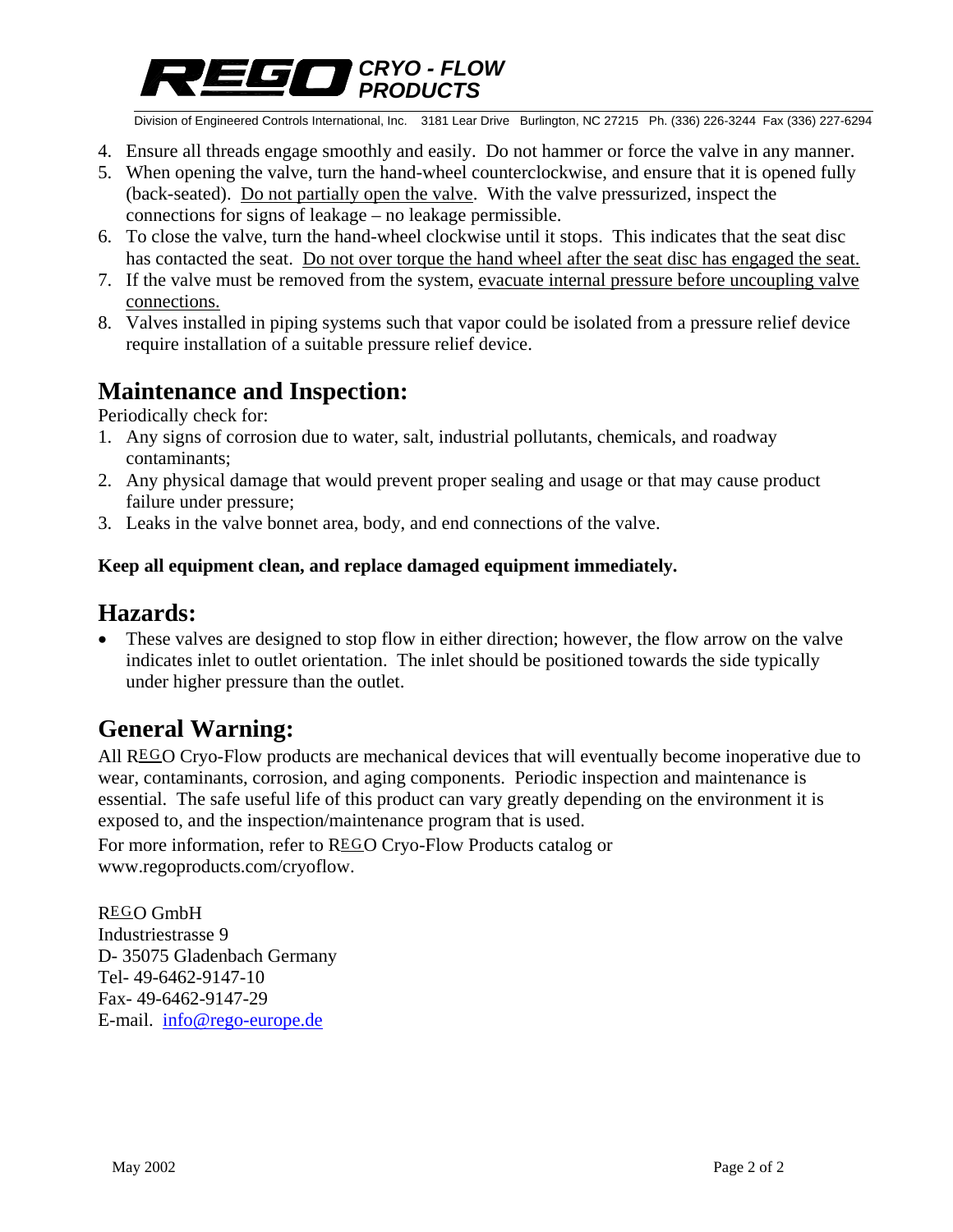4. Ensure all threads engage smoothly and easily. Do not hammer or force the valve in any manner.
5. When opening the valve, turn the hand-wheel counterclockwise, and ensure that it is opened fully (back-seated). Do not partially open the valve. With the valve pressurized, inspect the connections for signs of leakage – no leakage permissible.
6. To close the valve, turn the hand-wheel clockwise until it stops. This indicates that the seat disc has contacted the seat. Do not over torque the hand wheel after the seat disc has engaged the seat.
7. If the valve must be removed from the system, evacuate internal pressure before uncoupling valve connections.
8. Valves installed in piping systems such that vapor could be isolated from a pressure relief device require installation of a suitable pressure relief device.

## Maintenance and Inspection:

Periodically check for:

1. Any signs of corrosion due to water, salt, industrial pollutants, chemicals, and roadway contaminants;
2. Any physical damage that would prevent proper sealing and usage or that may cause product failure under pressure;
3. Leaks in the valve bonnet area, body, and end connections of the valve.

**Keep all equipment clean, and replace damaged equipment immediately.**

## Hazards:

- These valves are designed to stop flow in either direction; however, the flow arrow on the valve indicates inlet to outlet orientation. The inlet should be positioned towards the side typically under higher pressure than the outlet.

## General Warning:

All REGO Cryo-Flow products are mechanical devices that will eventually become inoperative due to wear, contaminants, corrosion, and aging components. Periodic inspection and maintenance is essential. The safe useful life of this product can vary greatly depending on the environment it is exposed to, and the inspection/maintenance program that is used.

For more information, refer to REGO Cryo-Flow Products catalog or www.regoproducts.com/cryoflow.

REGO GmbH
Industriestrasse 9
D- 35075 Gladenbach Germany
Tel- 49-6462-9147-10
Fax- 49-6462-9147-29
E-mail. info@rego-europe.de

May 2002